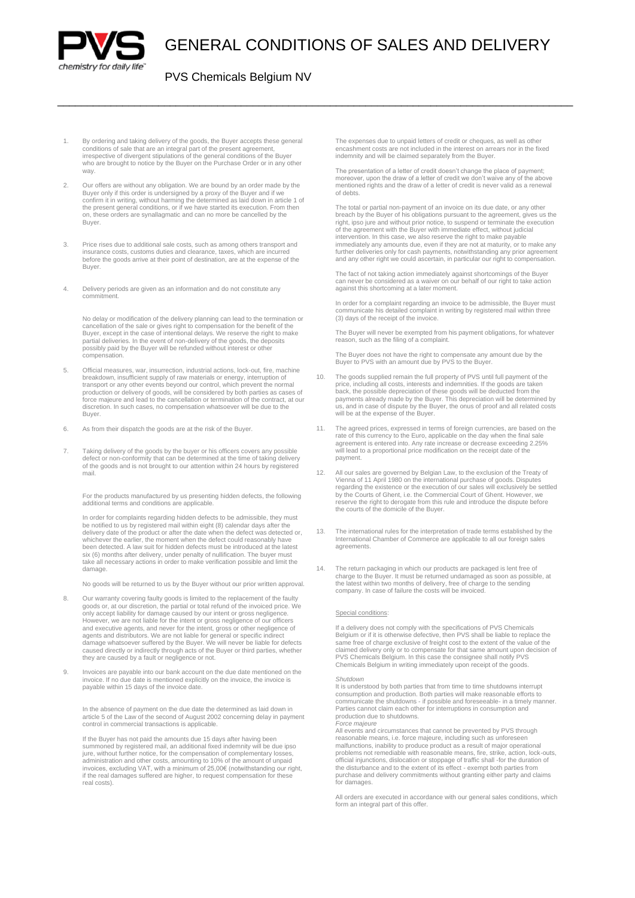# GENERAL CONDITIONS OF SALES AND DELIVERY

## PVS Chemicals Belgium NV

1. By ordering and taking delivery of the goods, the Buyer accepts these general conditions of sale that are an integral part of the present agreement, irrespective of divergent stipulations of the general conditions of the Buyer who are brought to notice by the Buyer on the Purchase Order or in any other way.

2. Our offers are without any obligation. We are bound by an order made by the Buyer only if this order is undersigned by a proxy of the Buyer and if we confirm it in writing, without harming the determined as laid down in article 1 of the present general conditions, or if we have started its execution. From then on, these orders are synallagmatic and can no more be cancelled by the Buyer.

3. Price rises due to additional sale costs, such as among others transport and insurance costs, customs duties and clearance, taxes, which are incurred before the goods arrive at their point of destination, are at the expense of the Buyer.

4. Delivery periods are given as an information and do not constitute any commitment.

   No delay or modification of the delivery planning can lead to the termination or cancellation of the sale or gives right to compensation for the benefit of the Buyer, except in the case of intentional delays. We reserve the right to make partial deliveries. In the event of non-delivery of the goods, the deposits possibly paid by the Buyer will be refunded without interest or other compensation.

5. Official measures, war, insurrection, industrial actions, lock-out, fire, machine breakdown, insufficient supply of raw materials or energy, interruption of transport or any other events beyond our control, which prevent the normal production or delivery of goods, will be considered by both parties as cases of force majeure and lead to the cancellation or termination of the contract, at our discretion. In such cases, no compensation whatsoever will be due to the Buyer.

6. As from their dispatch the goods are at the risk of the Buyer.

7. Taking delivery of the goods by the buyer or his officers covers any possible defect or non-conformity that can be determined at the time of taking delivery of the goods and is not brought to our attention within 24 hours by registered mail.

   For the products manufactured by us presenting hidden defects, the following additional terms and conditions are applicable.

   In order for complaints regarding hidden defects to be admissible, they must be notified to us by registered mail within eight (8) calendar days after the delivery date of the product or after the date when the defect was detected or, whichever the earlier, the moment when the defect could reasonably have been detected. A law suit for hidden defects must be introduced at the latest six (6) months after delivery, under penalty of nullification. The buyer must take all necessary actions in order to make verification possible and limit the damage.

   No goods will be returned to us by the Buyer without our prior written approval.

8. Our warranty covering faulty goods is limited to the replacement of the faulty goods or, at our discretion, the partial or total refund of the invoiced price. We only accept liability for damage caused by our intent or gross negligence. However, we are not liable for the intent or gross negligence of our officers and executive agents, and never for the intent, gross or other negligence of agents and distributors. We are not liable for general or specific indirect damage whatsoever suffered by the Buyer. We will never be liable for defects caused directly or indirectly through acts of the Buyer or third parties, whether they are caused by a fault or negligence or not.

9. Invoices are payable into our bank account on the due date mentioned on the invoice. If no due date is mentioned explicitly on the invoice, the invoice is payable within 15 days of the invoice date.

   In the absence of payment on the due date the determined as laid down in article 5 of the Law of the second of August 2002 concerning delay in payment control in commercial transactions is applicable.

   If the Buyer has not paid the amounts due 15 days after having been summoned by registered mail, an additional fixed indemnity will be due ipso jure, without further notice, for the compensation of complementary losses, administration and other costs, amounting to 10% of the amount of unpaid invoices, excluding VAT, with a minimum of 25,00€ (notwithstanding our right, if the real damages suffered are higher, to request compensation for these real costs).

   The expenses due to unpaid letters of credit or cheques, as well as other encashment costs are not included in the interest on arrears nor in the fixed indemnity and will be claimed separately from the Buyer.

   The presentation of a letter of credit doesn't change the place of payment; moreover, upon the draw of a letter of credit we don't waive any of the above mentioned rights and the draw of a letter of credit is never valid as a renewal of debts.

   The total or partial non-payment of an invoice on its due date, or any other breach by the Buyer of his obligations pursuant to the agreement, gives us the right, ipso jure and without prior notice, to suspend or terminate the execution of the agreement with the Buyer with immediate effect, without judicial intervention. In this case, we also reserve the right to make payable immediately any amounts due, even if they are not at maturity, or to make any further deliveries only for cash payments, notwithstanding any prior agreement and any other right we could ascertain, in particular our right to compensation.

   The fact of not taking action immediately against shortcomings of the Buyer can never be considered as a waiver on our behalf of our right to take action against this shortcoming at a later moment.

   In order for a complaint regarding an invoice to be admissible, the Buyer must communicate his detailed complaint in writing by registered mail within three (3) days of the receipt of the invoice.

   The Buyer will never be exempted from his payment obligations, for whatever reason, such as the filing of a complaint.

   The Buyer does not have the right to compensate any amount due by the Buyer to PVS with an amount due by PVS to the Buyer.

10. The goods supplied remain the full property of PVS until full payment of the price, including all costs, interests and indemnities. If the goods are taken back, the possible depreciation of these goods will be deducted from the payments already made by the Buyer. This depreciation will be determined by us, and in case of dispute by the Buyer, the onus of proof and all related costs will be at the expense of the Buyer.

11. The agreed prices, expressed in terms of foreign currencies, are based on the rate of this currency to the Euro, applicable on the day when the final sale agreement is entered into. Any rate increase or decrease exceeding 2.25% will lead to a proportional price modification on the receipt date of the payment.

12. All our sales are governed by Belgian Law, to the exclusion of the Treaty of Vienna of 11 April 1980 on the international purchase of goods. Disputes regarding the existence or the execution of our sales will exclusively be settled by the Courts of Ghent, i.e. the Commercial Court of Ghent. However, we reserve the right to derogate from this rule and introduce the dispute before the courts of the domicile of the Buyer.

13. The international rules for the interpretation of trade terms established by the International Chamber of Commerce are applicable to all our foreign sales agreements.

14. The return packaging in which our products are packaged is lent free of charge to the Buyer. It must be returned undamaged as soon as possible, at the latest within two months of delivery, free of charge to the sending company. In case of failure the costs will be invoiced.

### Special conditions:

If a delivery does not comply with the specifications of PVS Chemicals Belgium or if it is otherwise defective, then PVS shall be liable to replace the same free of charge exclusive of freight cost to the extent of the value of the claimed delivery only or to compensate for that same amount upon decision of PVS Chemicals Belgium. In this case the consignee shall notify PVS Chemicals Belgium in writing immediately upon receipt of the goods.

*Shutdown*
It is understood by both parties that from time to time shutdowns interrupt consumption and production. Both parties will make reasonable efforts to communicate the shutdowns - if possible and foreseeable- in a timely manner. Parties cannot claim each other for interruptions in consumption and production due to shutdowns.
*Force majeure*
All events and circumstances that cannot be prevented by PVS through reasonable means, i.e. force majeure, including such as unforeseen malfunctions, inability to produce product as a result of major operational problems not remediable with reasonable means, fire, strike, action, lock-outs, official injunctions, dislocation or stoppage of traffic shall -for the duration of the disturbance and to the extent of its effect - exempt both parties from purchase and delivery commitments without granting either party and claims for damages.

All orders are executed in accordance with our general sales conditions, which form an integral part of this offer.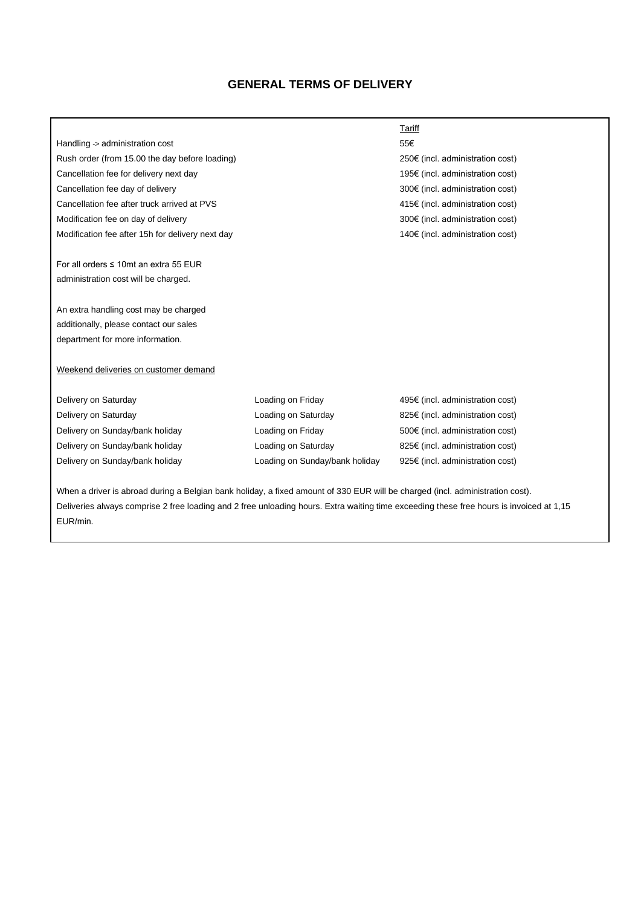# GENERAL TERMS OF DELIVERY

| | | Tariff |
|---|---|---|
| Handling -> administration cost | | 55€ |
| Rush order (from 15.00 the day before loading) | | 250€ (incl. administration cost) |
| Cancellation fee for delivery next day | | 195€ (incl. administration cost) |
| Cancellation fee day of delivery | | 300€ (incl. administration cost) |
| Cancellation fee after truck arrived at PVS | | 415€ (incl. administration cost) |
| Modification fee on day of delivery | | 300€ (incl. administration cost) |
| Modification fee after 15h for delivery next day | | 140€ (incl. administration cost) |

For all orders ≤ 10mt an extra 55 EUR administration cost will be charged.

An extra handling cost may be charged additionally, please contact our sales department for more information.

Weekend deliveries on customer demand

| | | |
|---|---|---|
| Delivery on Saturday | Loading on Friday | 495€ (incl. administration cost) |
| Delivery on Saturday | Loading on Saturday | 825€ (incl. administration cost) |
| Delivery on Sunday/bank holiday | Loading on Friday | 500€ (incl. administration cost) |
| Delivery on Sunday/bank holiday | Loading on Saturday | 825€ (incl. administration cost) |
| Delivery on Sunday/bank holiday | Loading on Sunday/bank holiday | 925€ (incl. administration cost) |

When a driver is abroad during a Belgian bank holiday, a fixed amount of 330 EUR will be charged (incl. administration cost).
Deliveries always comprise 2 free loading and 2 free unloading hours. Extra waiting time exceeding these free hours is invoiced at 1,15 EUR/min.